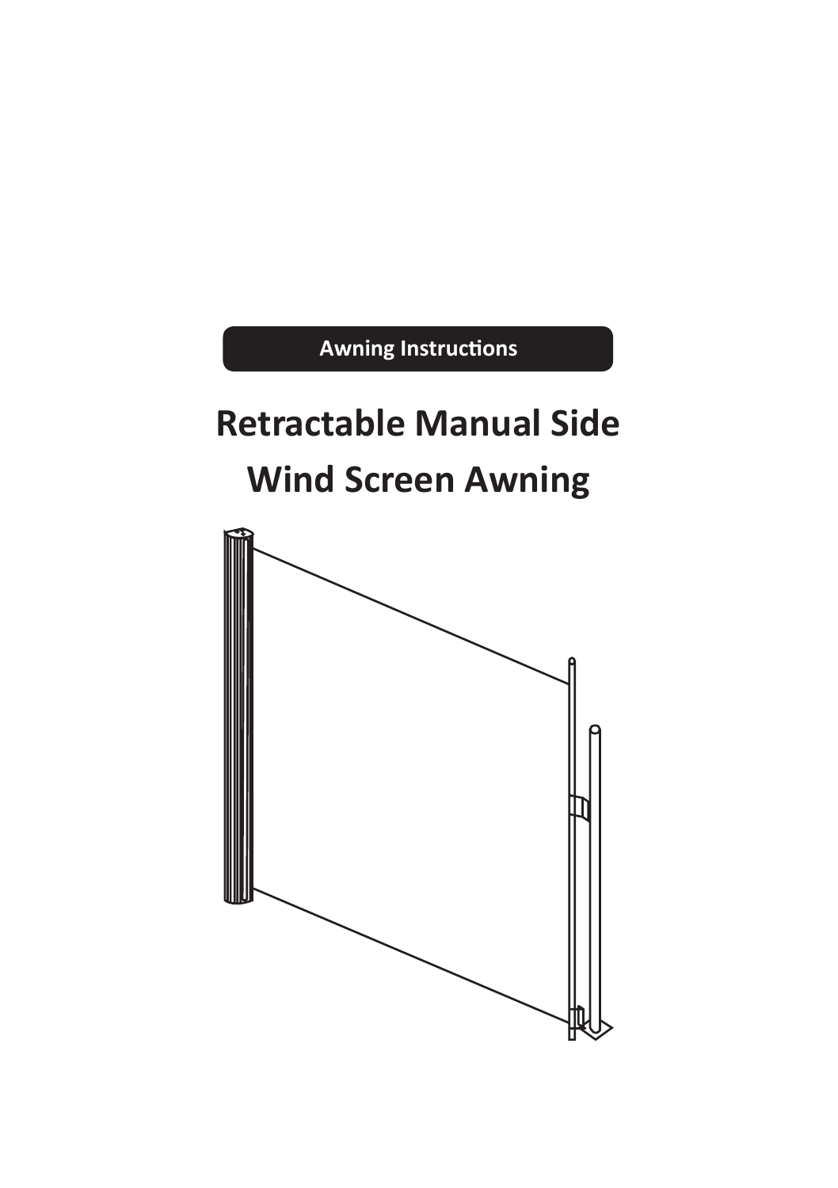Awning Instructions

# Retractable Manual Side Wind Screen Awning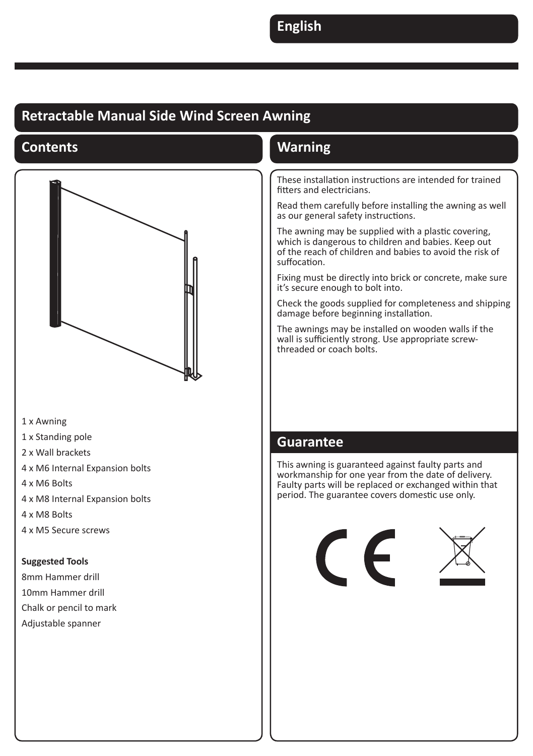English

# Retractable Manual Side Wind Screen Awning

## Contents

1 x Awning

1 x Standing pole

2 x Wall brackets

4 x M6 Internal Expansion bolts

4 x M6 Bolts

4 x M8 Internal Expansion bolts

4 x M8 Bolts

4 x M5 Secure screws

**Suggested Tools**

8mm Hammer drill

10mm Hammer drill

Chalk or pencil to mark

Adjustable spanner

## Warning

These installation instructions are intended for trained fitters and electricians.

Read them carefully before installing the awning as well as our general safety instructions.

The awning may be supplied with a plastic covering, which is dangerous to children and babies. Keep out of the reach of children and babies to avoid the risk of suffocation.

Fixing must be directly into brick or concrete, make sure it's secure enough to bolt into.

Check the goods supplied for completeness and shipping damage before beginning installation.

The awnings may be installed on wooden walls if the wall is sufficiently strong. Use appropriate screw-threaded or coach bolts.

## Guarantee

This awning is guaranteed against faulty parts and workmanship for one year from the date of delivery. Faulty parts will be replaced or exchanged within that period. The guarantee covers domestic use only.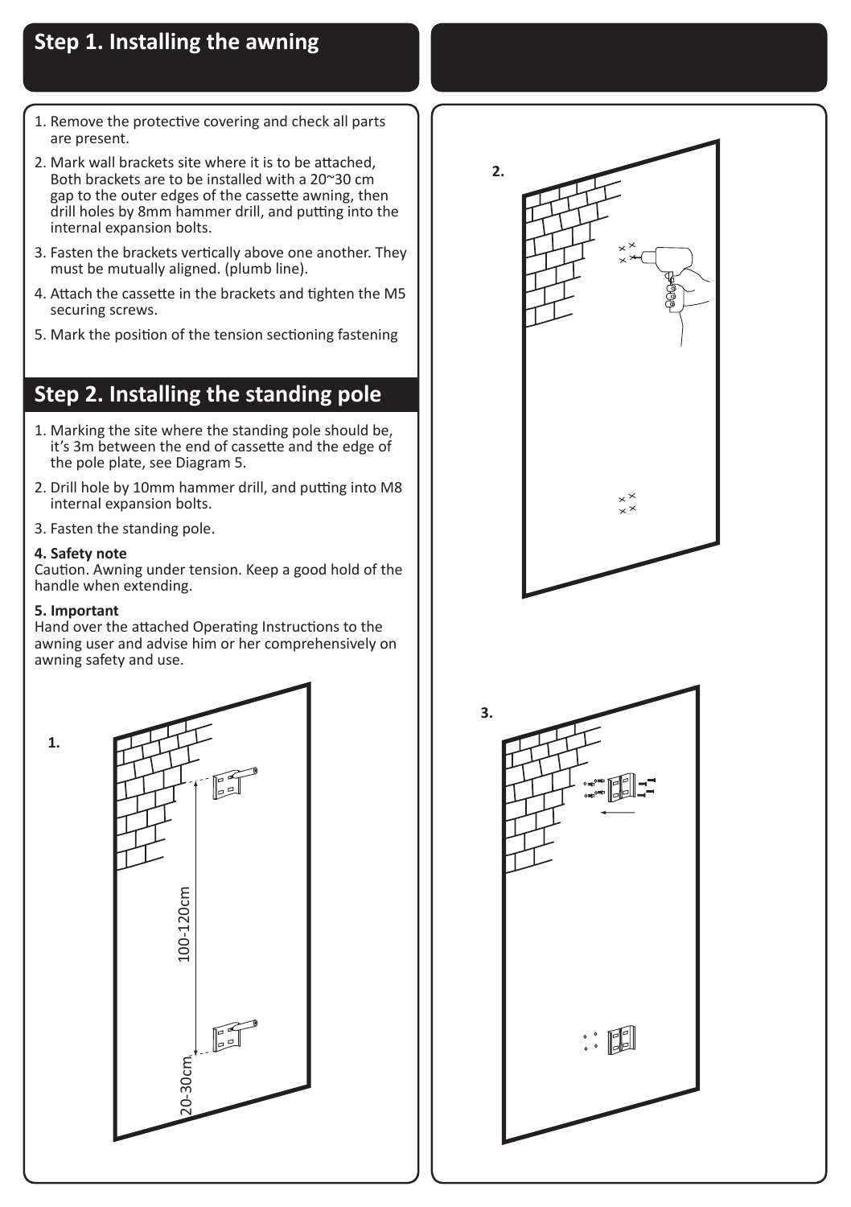## Step 1. Installing the awning

1. Remove the protective covering and check all parts are present.
2. Mark wall brackets site where it is to be attached, Both brackets are to be installed with a 20~30 cm gap to the outer edges of the cassette awning, then drill holes by 8mm hammer drill, and putting into the internal expansion bolts.
3. Fasten the brackets vertically above one another. They must be mutually aligned. (plumb line).
4. Attach the cassette in the brackets and tighten the M5 securing screws.
5. Mark the position of the tension sectioning fastening

## Step 2. Installing the standing pole

1. Marking the site where the standing pole should be, it's 3m between the end of cassette and the edge of the pole plate, see Diagram 5.
2. Drill hole by 10mm hammer drill, and putting into M8 internal expansion bolts.
3. Fasten the standing pole.

**4. Safety note**
Caution. Awning under tension. Keep a good hold of the handle when extending.

**5. Important**
Hand over the attached Operating Instructions to the awning user and advise him or her comprehensively on awning safety and use.

1.

100-120cm

20-30cm

2.

3.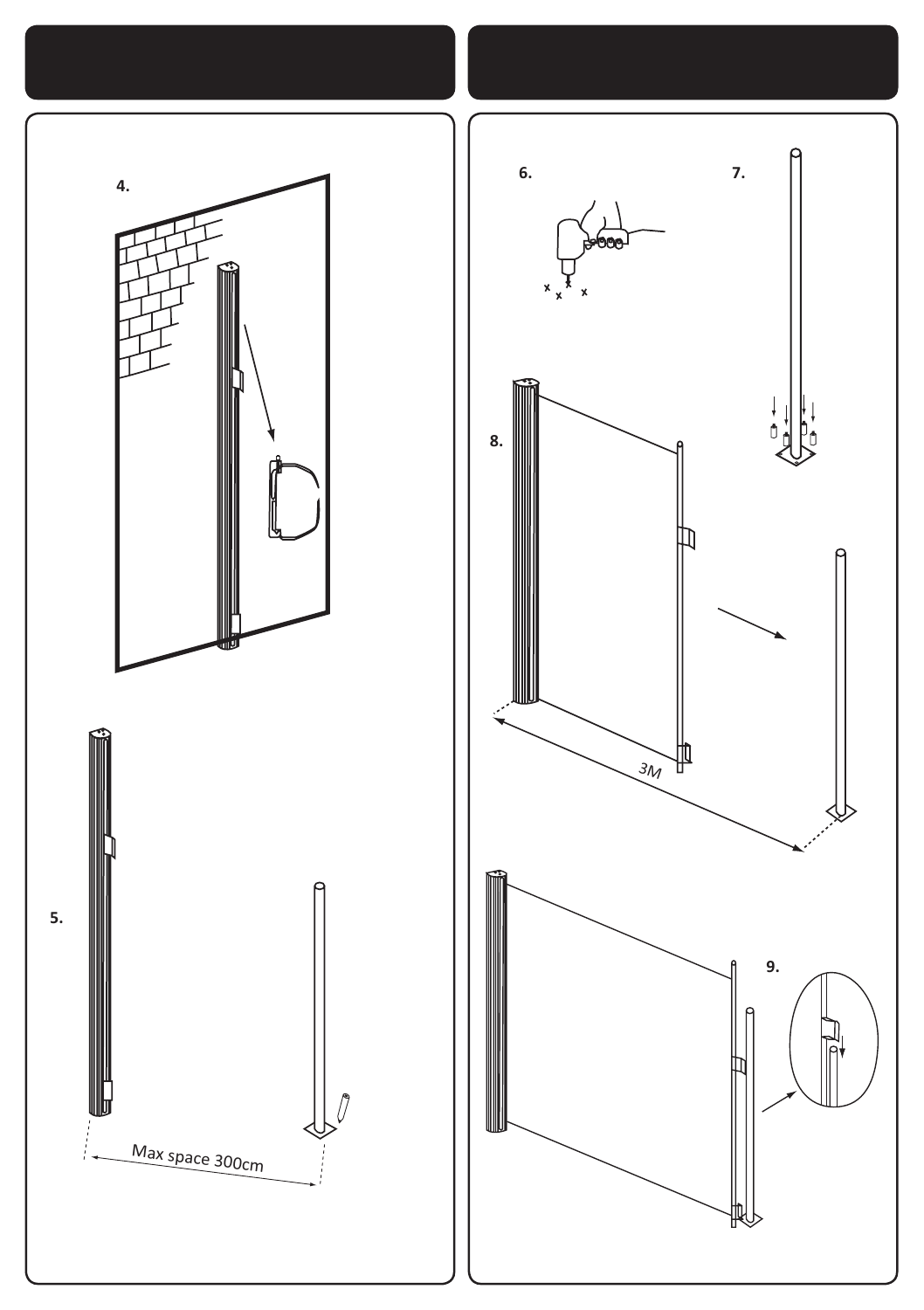4.

5.

Max space 300cm

6.

7.

8.

3M

9.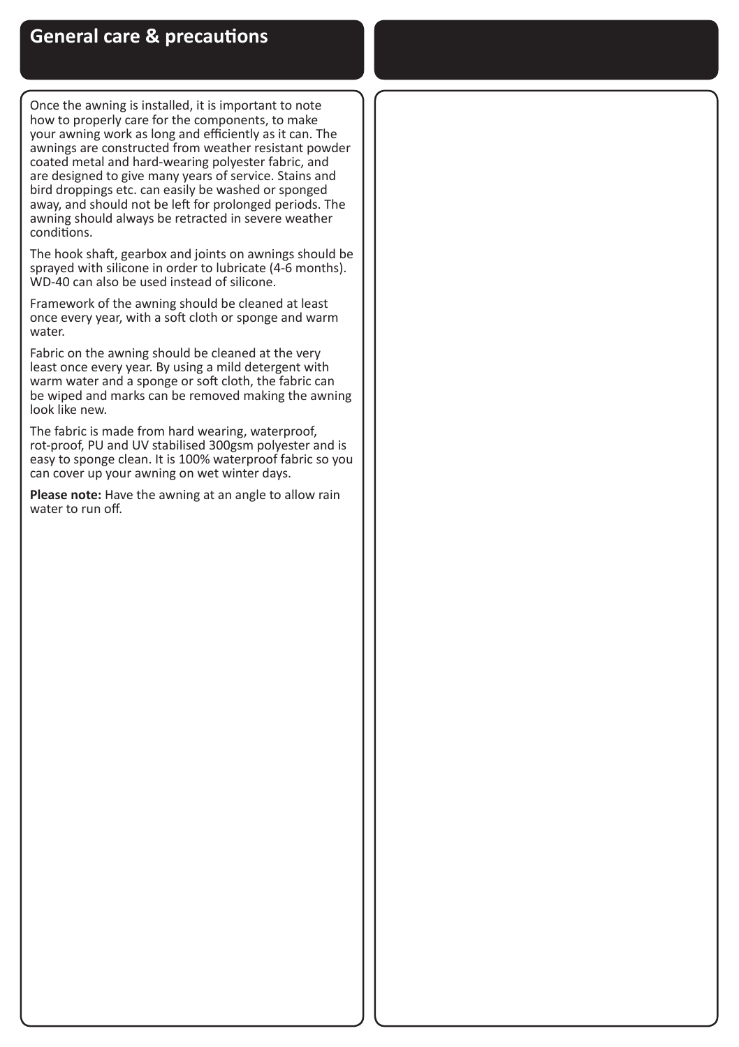## General care & precautions

Once the awning is installed, it is important to note how to properly care for the components, to make your awning work as long and efficiently as it can. The awnings are constructed from weather resistant powder coated metal and hard-wearing polyester fabric, and are designed to give many years of service. Stains and bird droppings etc. can easily be washed or sponged away, and should not be left for prolonged periods. The awning should always be retracted in severe weather conditions.

The hook shaft, gearbox and joints on awnings should be sprayed with silicone in order to lubricate (4-6 months). WD-40 can also be used instead of silicone.

Framework of the awning should be cleaned at least once every year, with a soft cloth or sponge and warm water.

Fabric on the awning should be cleaned at the very least once every year. By using a mild detergent with warm water and a sponge or soft cloth, the fabric can be wiped and marks can be removed making the awning look like new.

The fabric is made from hard wearing, waterproof, rot-proof, PU and UV stabilised 300gsm polyester and is easy to sponge clean. It is 100% waterproof fabric so you can cover up your awning on wet winter days.

**Please note:** Have the awning at an angle to allow rain water to run off.